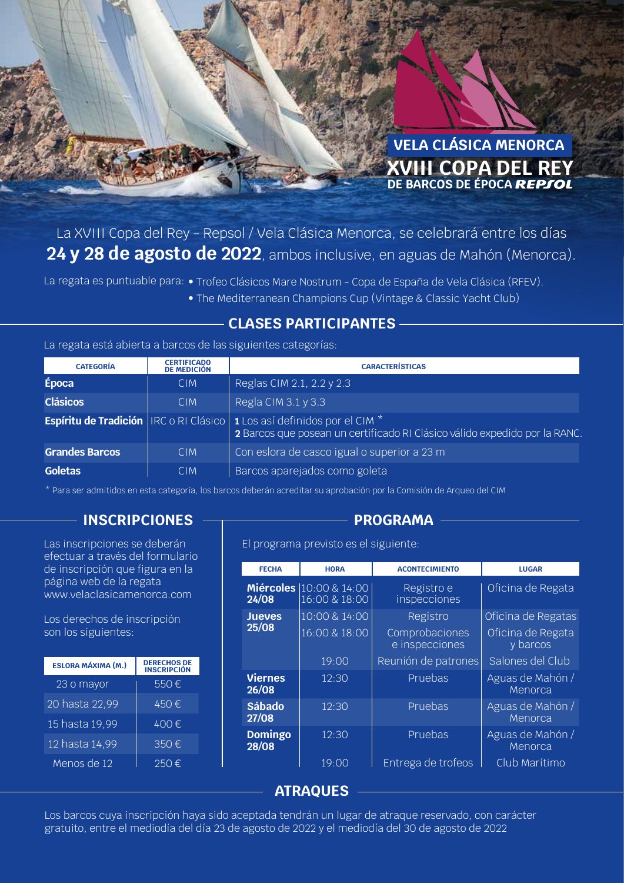VELA CLÁSICA MENORCA

# XVIII COPA DEL REY

DE BARCOS DE ÉPOCA REPSOL

La XVIII Copa del Rey – Repsol / Vela Clásica Menorca, se celebrará entre los días **24 y 28 de agosto de 2022**, ambos inclusive, en aguas de Mahón (Menorca).

La regata es puntuable para:
- Trofeo Clásicos Mare Nostrum – Copa de España de Vela Clásica (RFEV).
- The Mediterranean Champions Cup (Vintage & Classic Yacht Club)

## CLASES PARTICIPANTES

La regata está abierta a barcos de las siguientes categorías:

| CATEGORÍA | CERTIFICADO DE MEDICIÓN | CARACTERÍSTICAS |
|---|---|---|
| **Época** | CIM | Reglas CIM 2.1, 2.2 y 2.3 |
| **Clásicos** | CIM | Regla CIM 3.1 y 3.3 |
| **Espíritu de Tradición** | IRC o RI Clásico | **1** Los así definidos por el CIM * <br> **2** Barcos que posean un certificado RI Clásico válido expedido por la RANC. |
| **Grandes Barcos** | CIM | Con eslora de casco igual o superior a 23 m |
| **Goletas** | CIM | Barcos aparejados como goleta |

* Para ser admitidos en esta categoría, los barcos deberán acreditar su aprobación por la Comisión de Arqueo del CIM

## INSCRIPCIONES

Las inscripciones se deberán efectuar a través del formulario de inscripción que figura en la página web de la regata www.velaclasicamenorca.com

Los derechos de inscripción son los siguientes:

| ESLORA MÁXIMA (M.) | DERECHOS DE INSCRIPCIÓN |
|---|---|
| 23 o mayor | 550 € |
| 20 hasta 22,99 | 450 € |
| 15 hasta 19,99 | 400 € |
| 12 hasta 14,99 | 350 € |
| Menos de 12 | 250 € |

## PROGRAMA

El programa previsto es el siguiente:

| FECHA | HORA | ACONTECIMIENTO | LUGAR |
|---|---|---|---|
| **Miércoles 24/08** | 10:00 & 14:00<br>16:00 & 18:00 | Registro e inspecciones | Oficina de Regata |
| **Jueves 25/08** | 10:00 & 14:00 | Registro | Oficina de Regatas |
| | 16:00 & 18:00 | Comprobaciones e inspecciones | Oficina de Regata y barcos |
| | 19:00 | Reunión de patrones | Salones del Club |
| **Viernes 26/08** | 12:30 | Pruebas | Aguas de Mahón / Menorca |
| **Sábado 27/08** | 12:30 | Pruebas | Aguas de Mahón / Menorca |
| **Domingo 28/08** | 12:30 | Pruebas | Aguas de Mahón / Menorca |
| | 19:00 | Entrega de trofeos | Club Marítimo |

## ATRAQUES

Los barcos cuya inscripción haya sido aceptada tendrán un lugar de atraque reservado, con carácter gratuito, entre el mediodía del día 23 de agosto de 2022 y el mediodía del 30 de agosto de 2022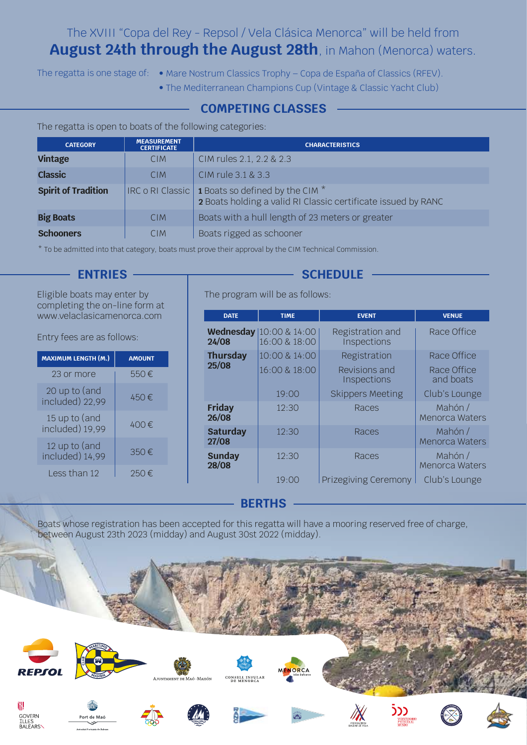The XVIII "Copa del Rey - Repsol / Vela Clásica Menorca" will be held from **August 24th through the August 28th**, in Mahon (Menorca) waters.

The regatta is one stage of:

- Mare Nostrum Classics Trophy – Copa de España of Classics (RFEV).
- The Mediterranean Champions Cup (Vintage & Classic Yacht Club)

## COMPETING CLASSES

The regatta is open to boats of the following categories:

| CATEGORY | MEASUREMENT CERTIFICATE | CHARACTERISTICS |
|---|---|---|
| **Vintage** | CIM | CIM rules 2.1, 2.2 & 2.3 |
| **Classic** | CIM | CIM rule 3.1 & 3.3 |
| **Spirit of Tradition** | IRC o RI Classic | **1** Boats so defined by the CIM * <br> **2** Boats holding a valid RI Classic certificate issued by RANC |
| **Big Boats** | CIM | Boats with a hull length of 23 meters or greater |
| **Schooners** | CIM | Boats rigged as schooner |

* To be admitted into that category, boats must prove their approval by the CIM Technical Commission.

## ENTRIES

Eligible boats may enter by completing the on-line form at www.velaclasicamenorca.com

Entry fees are as follows:

| MAXIMUM LENGTH (M.) | AMOUNT |
|---|---|
| 23 or more | 550 € |
| 20 up to (and included) 22,99 | 450 € |
| 15 up to (and included) 19,99 | 400 € |
| 12 up to (and included) 14,99 | 350 € |
| Less than 12 | 250 € |

## SCHEDULE

The program will be as follows:

| DATE | TIME | EVENT | VENUE |
|---|---|---|---|
| **Wednesday 24/08** | 10:00 & 14:00 <br> 16:00 & 18:00 | Registration and Inspections | Race Office |
| **Thursday 25/08** | 10:00 & 14:00 | Registration | Race Office |
| | 16:00 & 18:00 | Revisions and Inspections | Race Office and boats |
| | 19:00 | Skippers Meeting | Club's Lounge |
| **Friday 26/08** | 12:30 | Races | Mahón / Menorca Waters |
| **Saturday 27/08** | 12:30 | Races | Mahón / Menorca Waters |
| **Sunday 28/08** | 12:30 | Races | Mahón / Menorca Waters |
| | 19:00 | Prizegiving Ceremony | Club's Lounge |

## BERTHS

Boats whose registration has been accepted for this regatta will have a mooring reserved free of charge, between August 23th 2023 (midday) and August 30st 2022 (midday).

REPSOL · Club Marítimo Mahón · Ajuntament de Maó-Mahón · Consell Insular de Menorca · Menorca Illes Balears · Govern Illes Balears · Port de Maó